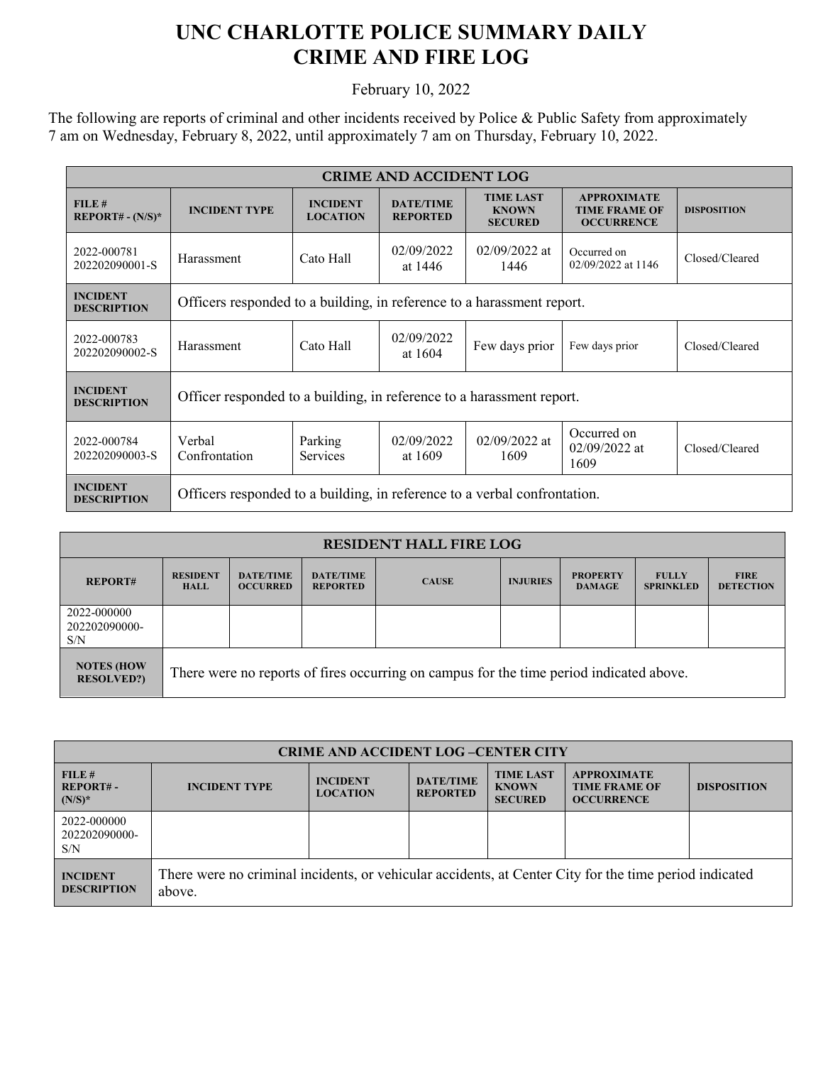# UNC CHARLOTTE POLICE SUMMARY DAILY CRIME AND FIRE LOG

February 10, 2022

The following are reports of criminal and other incidents received by Police & Public Safety from approximately 7 am on Wednesday, February 8, 2022, until approximately 7 am on Thursday, February 10, 2022.

| CRIME AND ACCIDENT LOG | | | | | | |
|---|---|---|---|---|---|---|
| FILE # REPORT# - (N/S)* | INCIDENT TYPE | INCIDENT LOCATION | DATE/TIME REPORTED | TIME LAST KNOWN SECURED | APPROXIMATE TIME FRAME OF OCCURRENCE | DISPOSITION |
| 2022-000781 202202090001-S | Harassment | Cato Hall | 02/09/2022 at 1446 | 02/09/2022 at 1446 | Occurred on 02/09/2022 at 1146 | Closed/Cleared |
| INCIDENT DESCRIPTION | Officers responded to a building, in reference to a harassment report. | | | | | |
| 2022-000783 202202090002-S | Harassment | Cato Hall | 02/09/2022 at 1604 | Few days prior | Few days prior | Closed/Cleared |
| INCIDENT DESCRIPTION | Officer responded to a building, in reference to a harassment report. | | | | | |
| 2022-000784 202202090003-S | Verbal Confrontation | Parking Services | 02/09/2022 at 1609 | 02/09/2022 at 1609 | Occurred on 02/09/2022 at 1609 | Closed/Cleared |
| INCIDENT DESCRIPTION | Officers responded to a building, in reference to a verbal confrontation. | | | | | |

| RESIDENT HALL FIRE LOG | | | | | | | | |
|---|---|---|---|---|---|---|---|---|
| REPORT# | RESIDENT HALL | DATE/TIME OCCURRED | DATE/TIME REPORTED | CAUSE | INJURIES | PROPERTY DAMAGE | FULLY SPRINKLED | FIRE DETECTION |
| 2022-000000 202202090000-S/N | | | | | | | | |
| NOTES (HOW RESOLVED?) | There were no reports of fires occurring on campus for the time period indicated above. | | | | | | | |

| CRIME AND ACCIDENT LOG –CENTER CITY | | | | | | |
|---|---|---|---|---|---|---|
| FILE # REPORT# - (N/S)* | INCIDENT TYPE | INCIDENT LOCATION | DATE/TIME REPORTED | TIME LAST KNOWN SECURED | APPROXIMATE TIME FRAME OF OCCURRENCE | DISPOSITION |
| 2022-000000 202202090000-S/N | | | | | | |
| INCIDENT DESCRIPTION | There were no criminal incidents, or vehicular accidents, at Center City for the time period indicated above. | | | | | |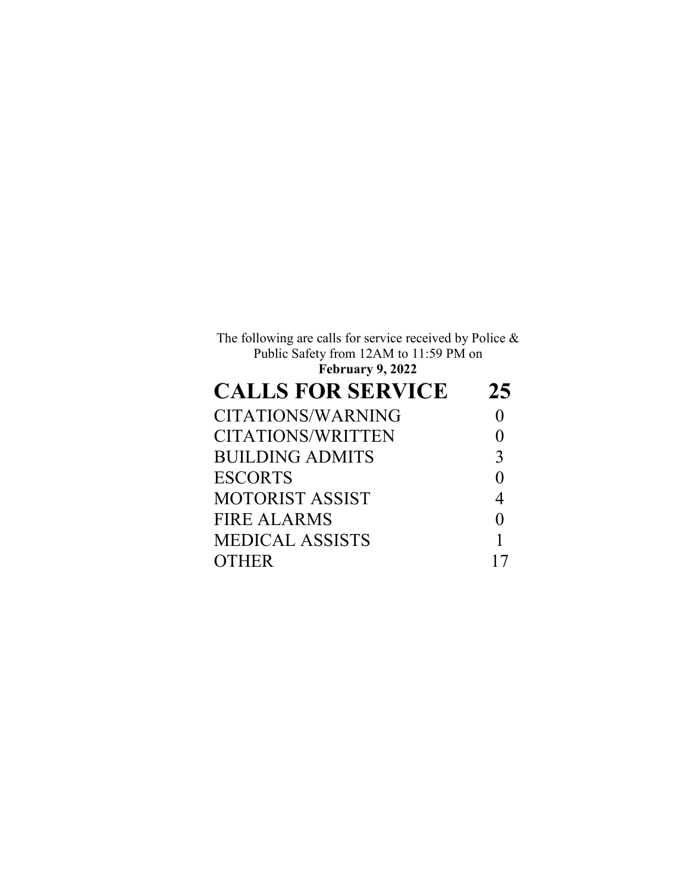The following are calls for service received by Police & Public Safety from 12AM to 11:59 PM on

**February 9, 2022**

| | |
|---|---|
| **CALLS FOR SERVICE** | **25** |
| CITATIONS/WARNING | 0 |
| CITATIONS/WRITTEN | 0 |
| BUILDING ADMITS | 3 |
| ESCORTS | 0 |
| MOTORIST ASSIST | 4 |
| FIRE ALARMS | 0 |
| MEDICAL ASSISTS | 1 |
| OTHER | 17 |